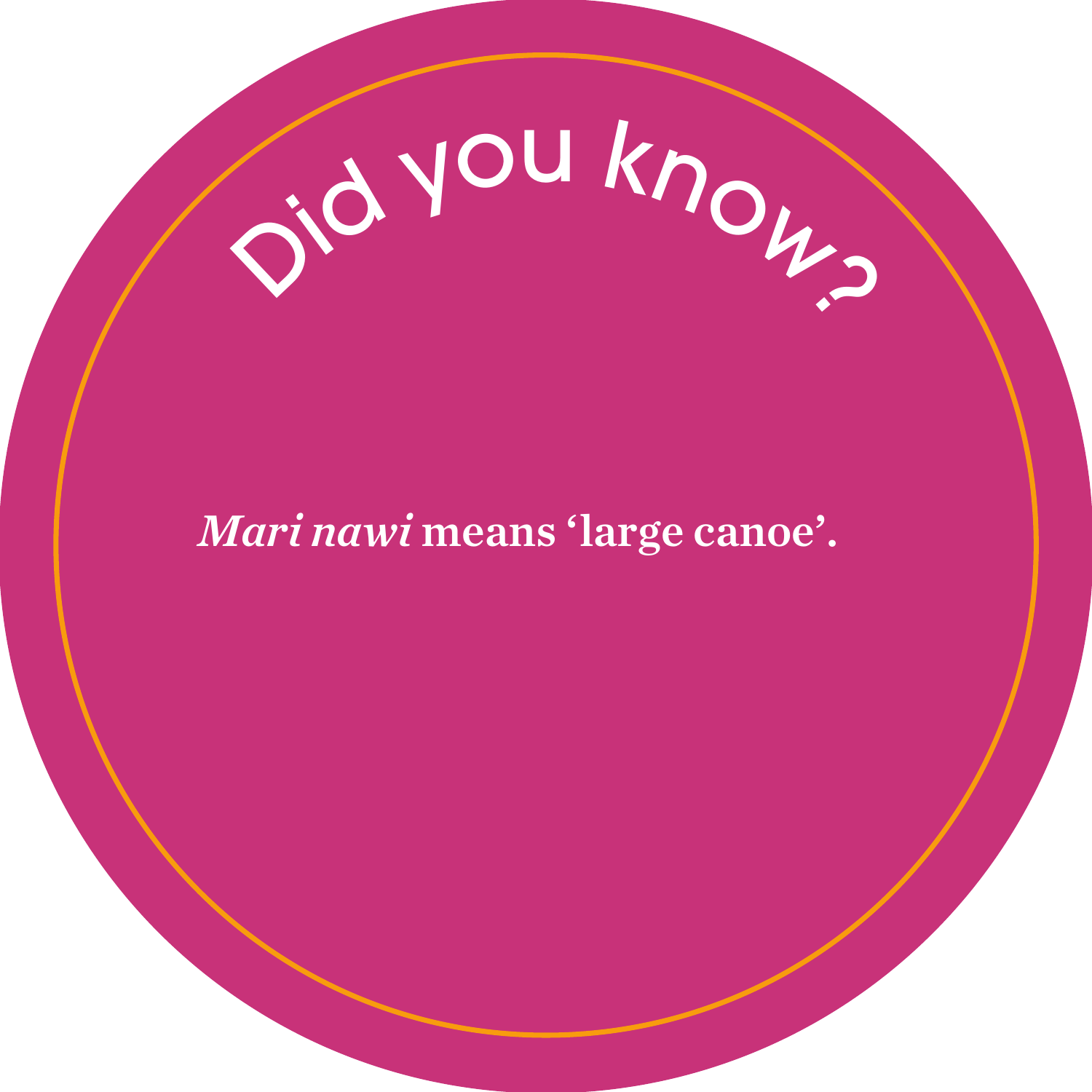## Did you know?

*Mari nawi* **means 'large canoe'.**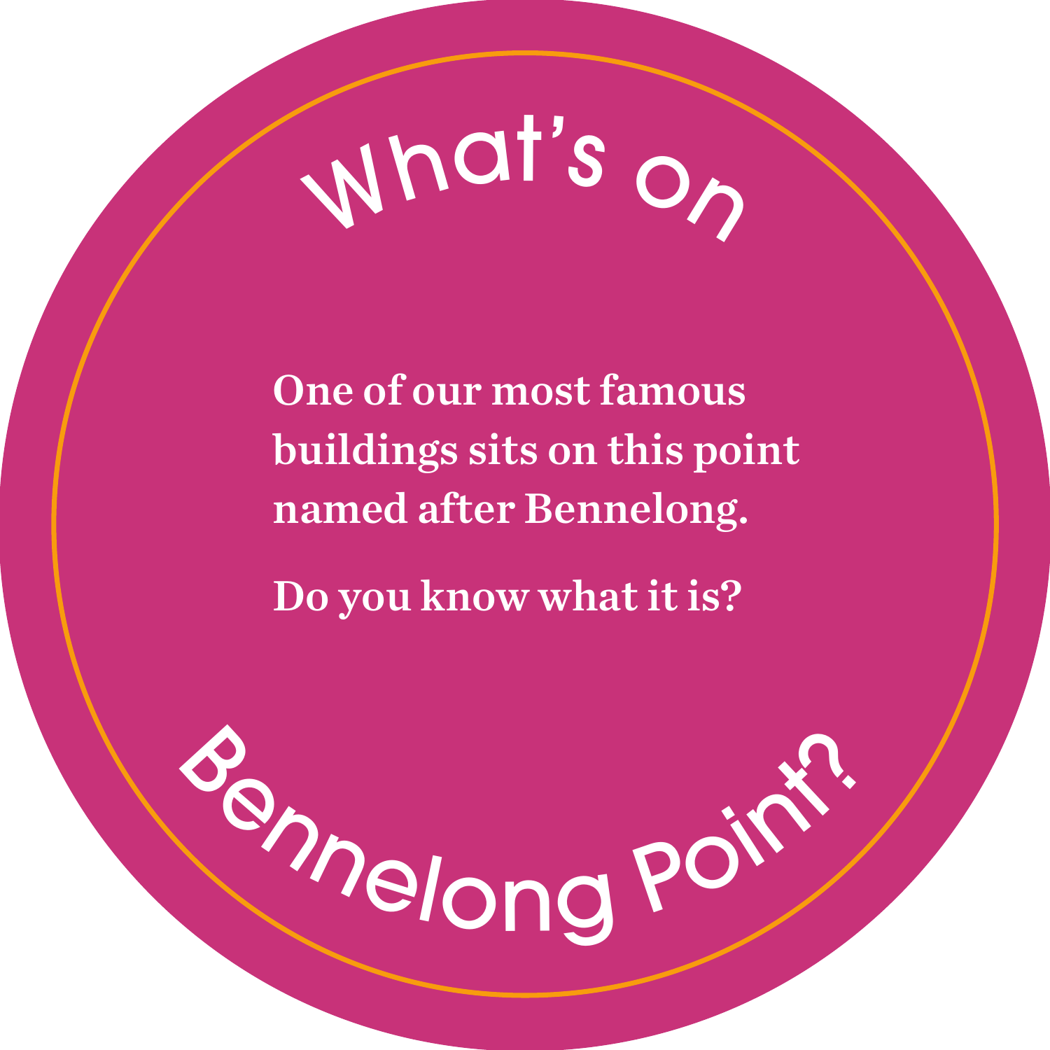# What's on Bennelong Point?

**One of our most famous buildings sits on this point named after Bennelong.**

**Do you know what it is?**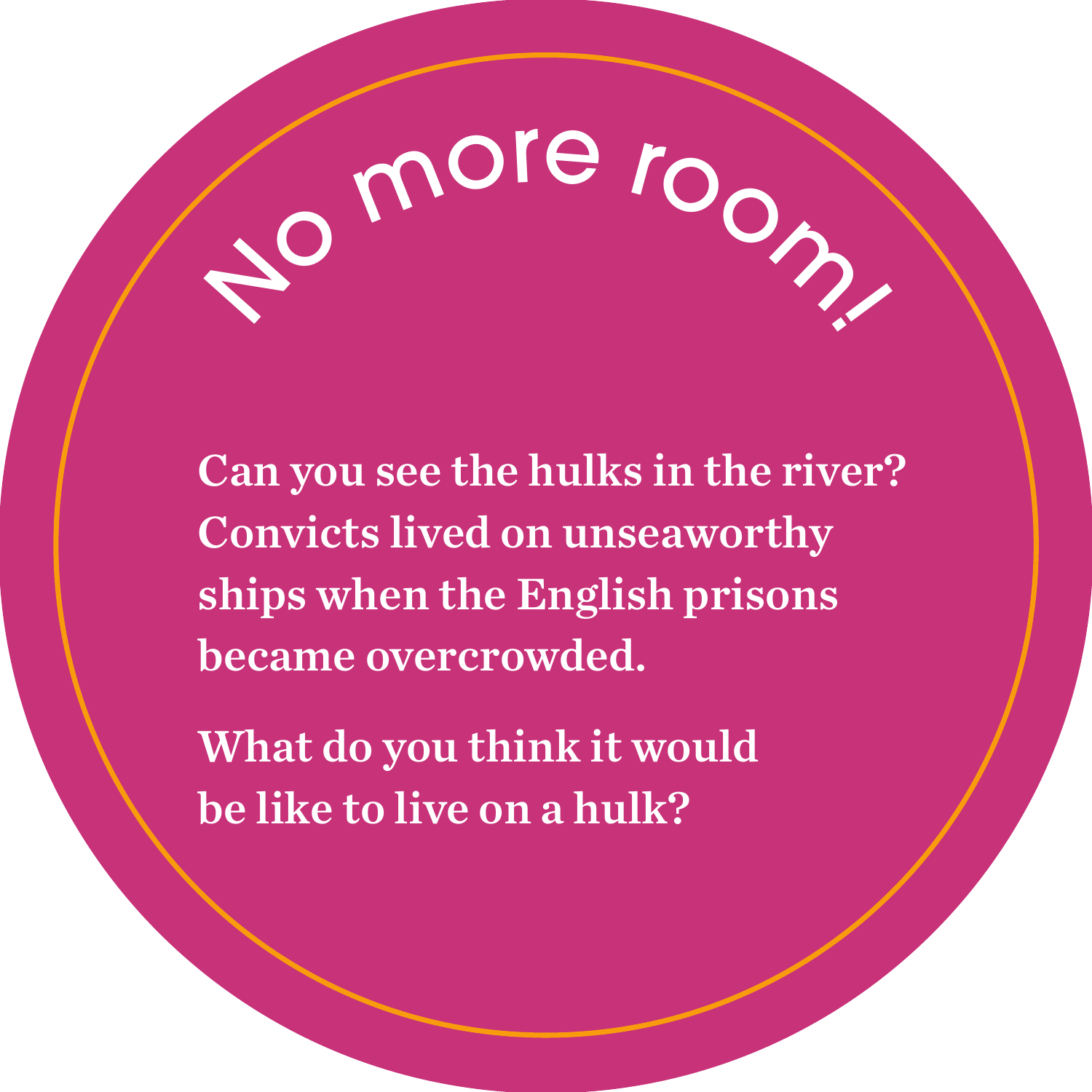# No more room!

**Can you see the hulks in the river? Convicts lived on unseaworthy ships when the English prisons became overcrowded.**

**What do you think it would be like to live on a hulk?**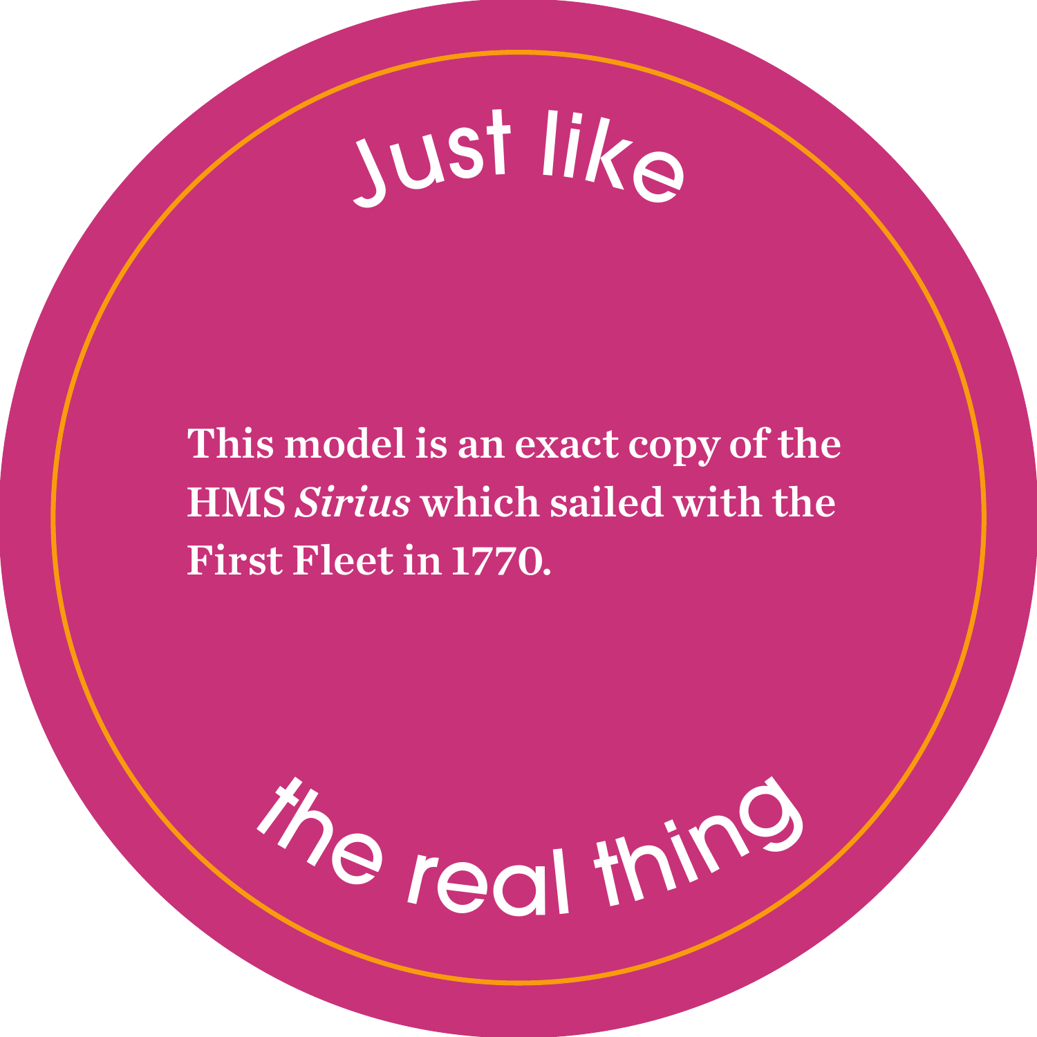just like

**This model is an exact copy of the HMS *Sirius* which sailed with the First Fleet in 1770.**

the real thing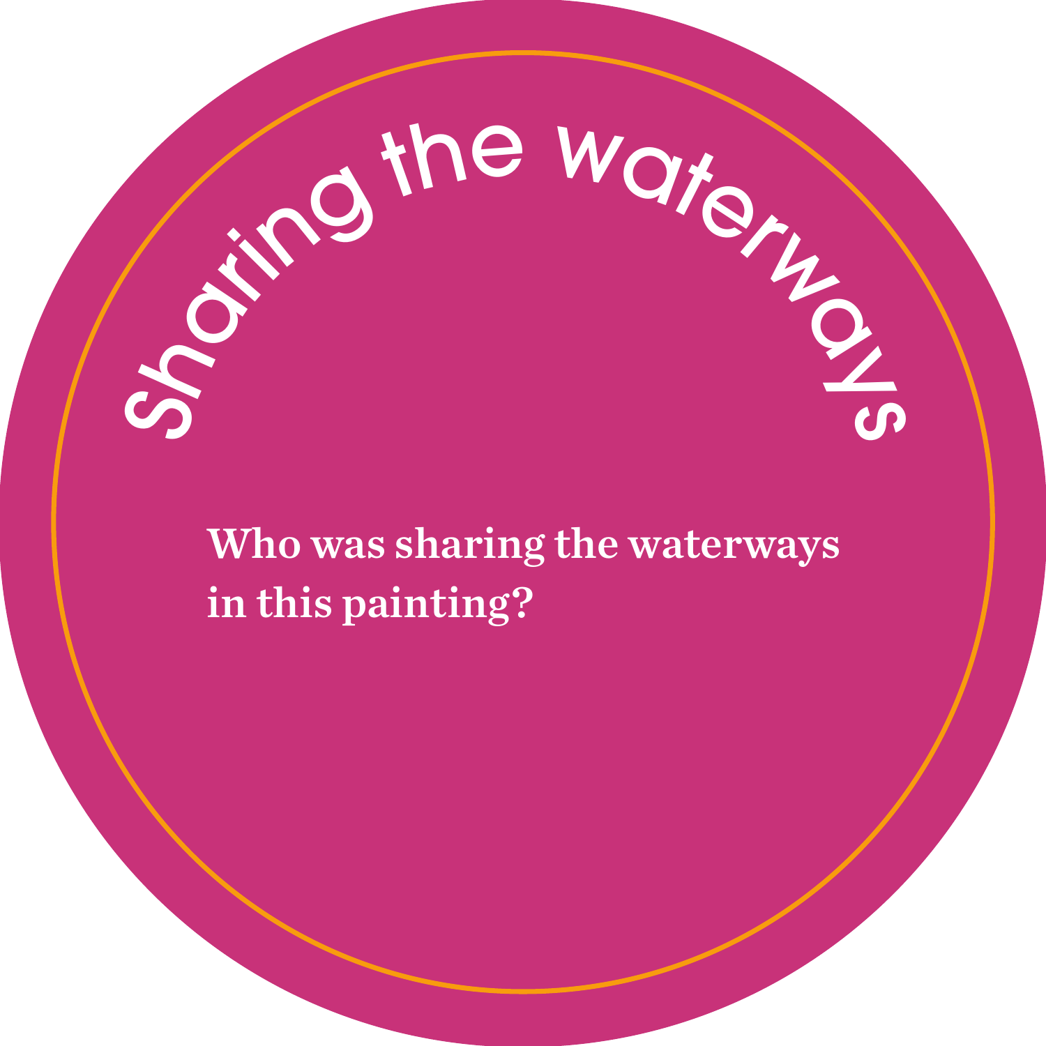# Sharing the waterways

**Who was sharing the waterways in this painting?**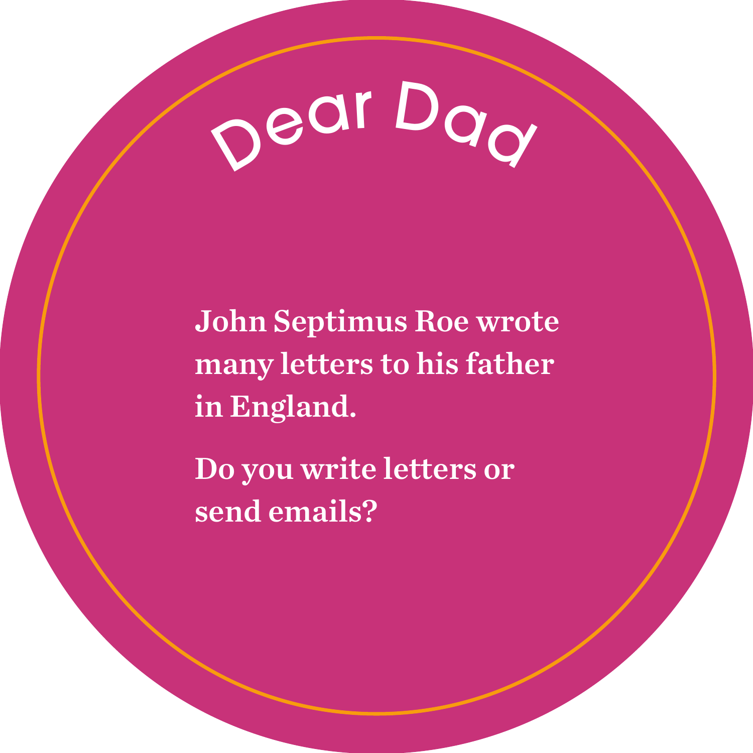# Dear Dad

**John Septimus Roe wrote many letters to his father in England.**

**Do you write letters or send emails?**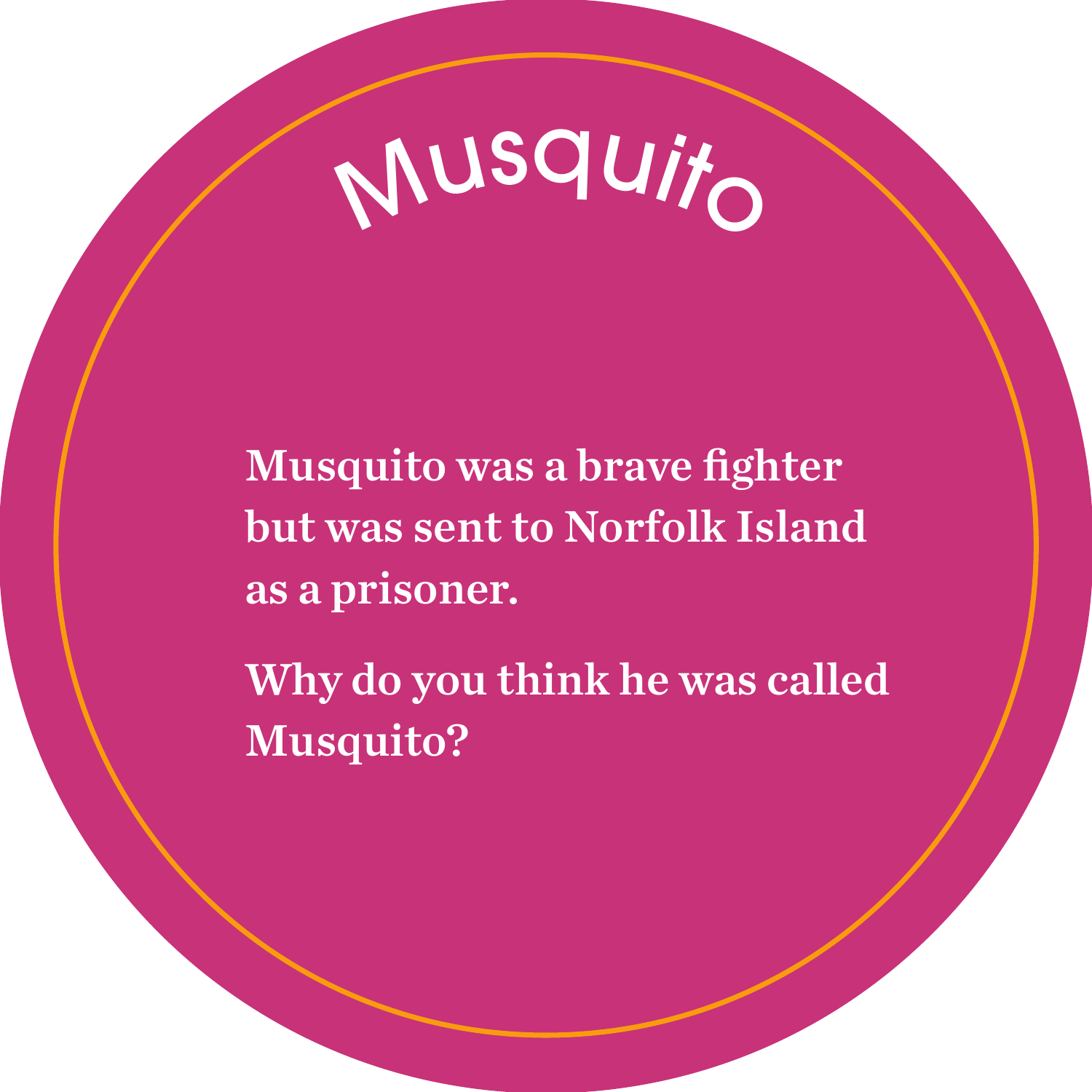# Musquito

**Musquito was a brave fighter but was sent to Norfolk Island as a prisoner.**

**Why do you think he was called Musquito?**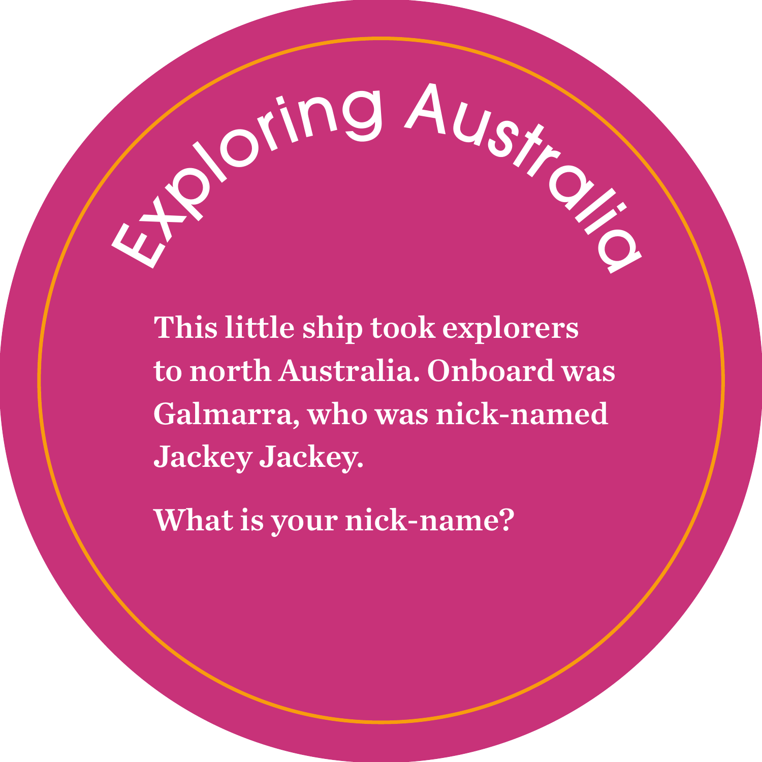# Exploring Australia

**This little ship took explorers to north Australia. Onboard was Galmarra, who was nick-named Jackey Jackey.**

**What is your nick-name?**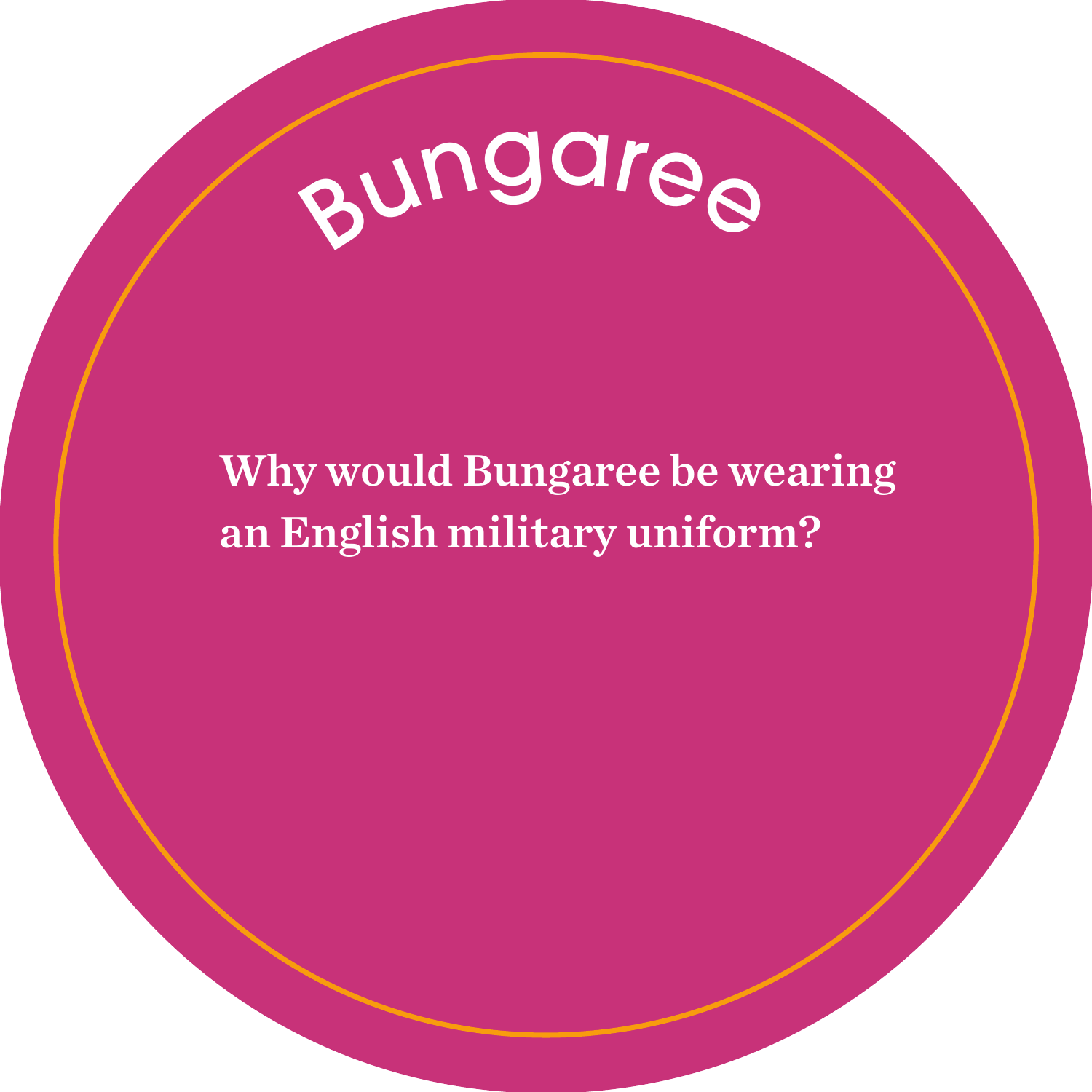# Bungaree

**Why would Bungaree be wearing an English military uniform?**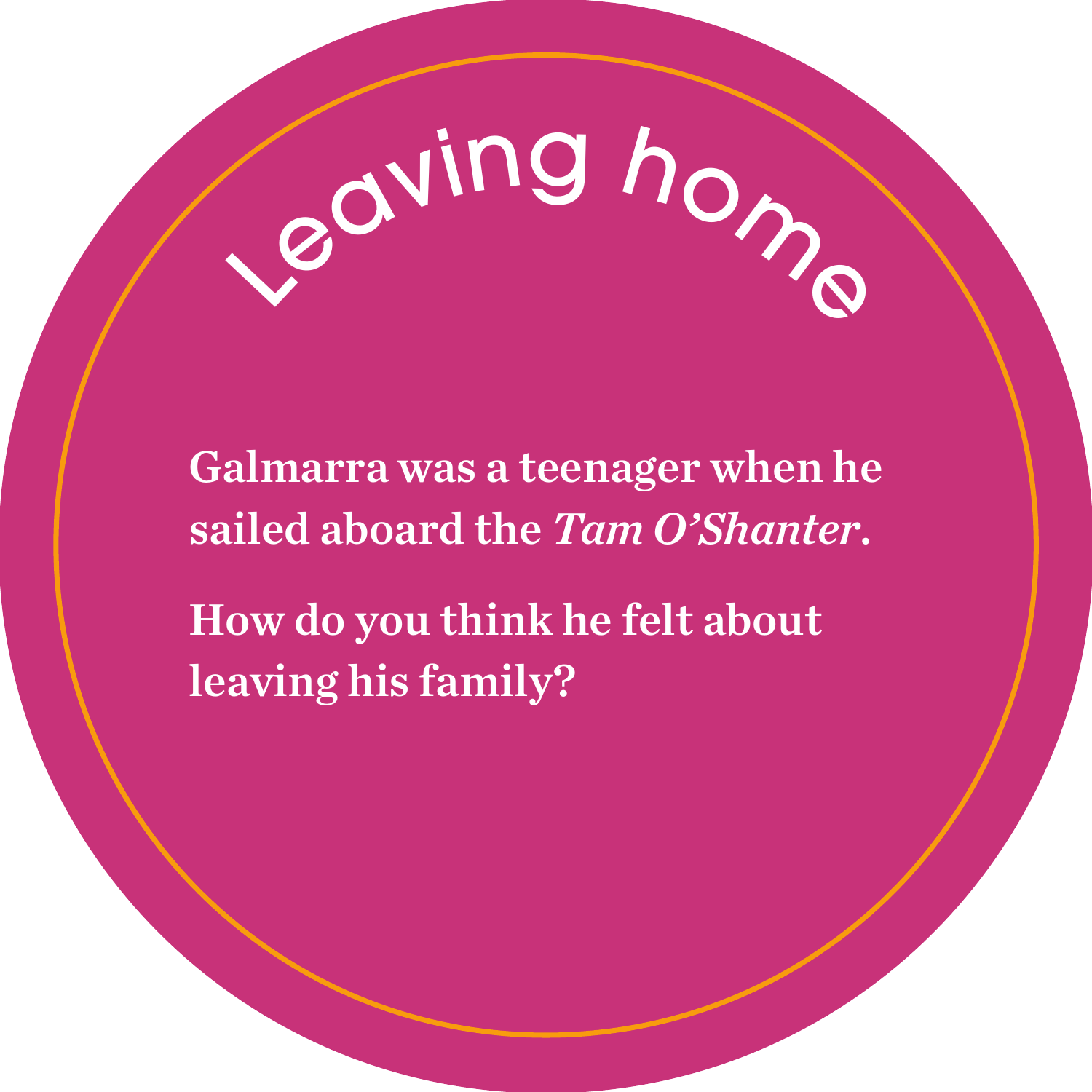# Leaving home

**Galmarra was a teenager when he sailed aboard the *Tam O'Shanter*.**

**How do you think he felt about leaving his family?**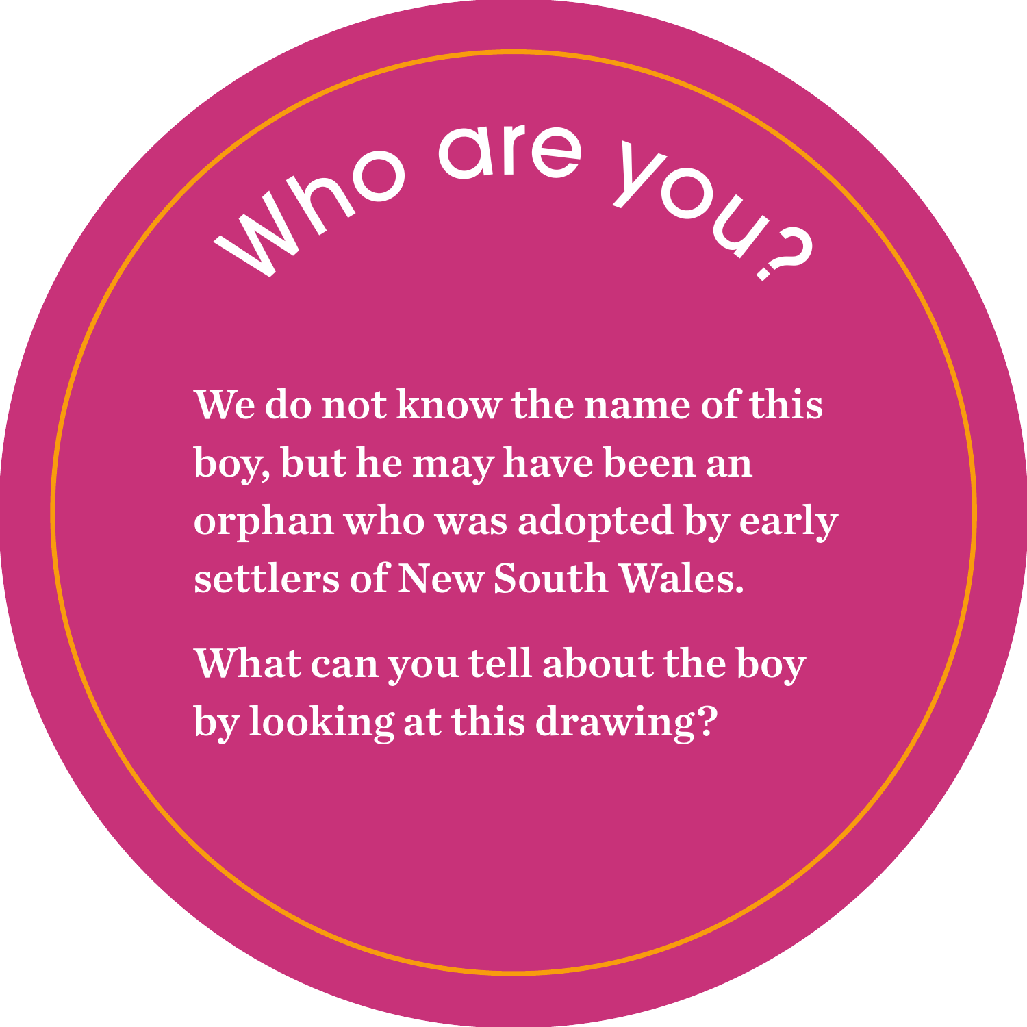# Who are you?

**We do not know the name of this boy, but he may have been an orphan who was adopted by early settlers of New South Wales.**

**What can you tell about the boy by looking at this drawing?**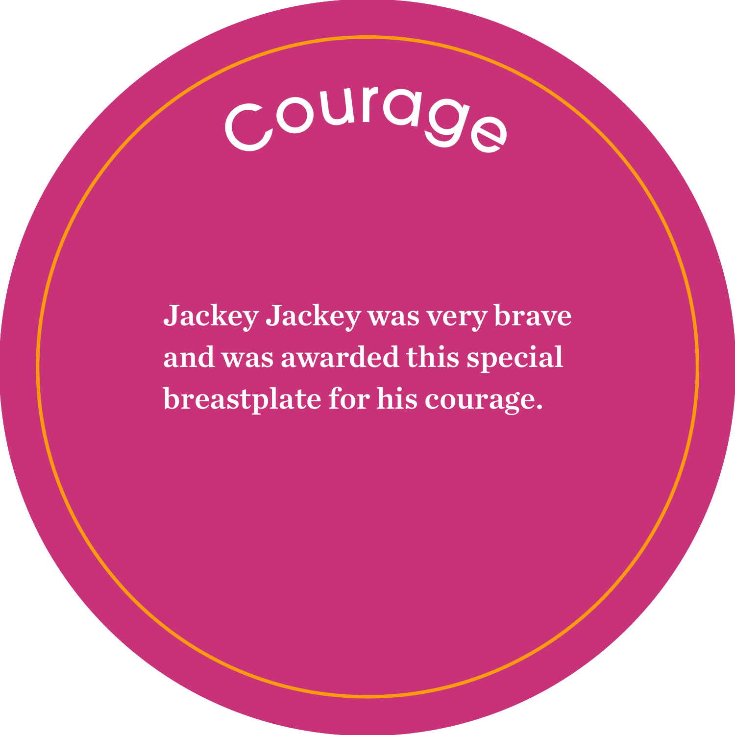# Courage

**Jackey Jackey was very brave and was awarded this special breastplate for his courage.**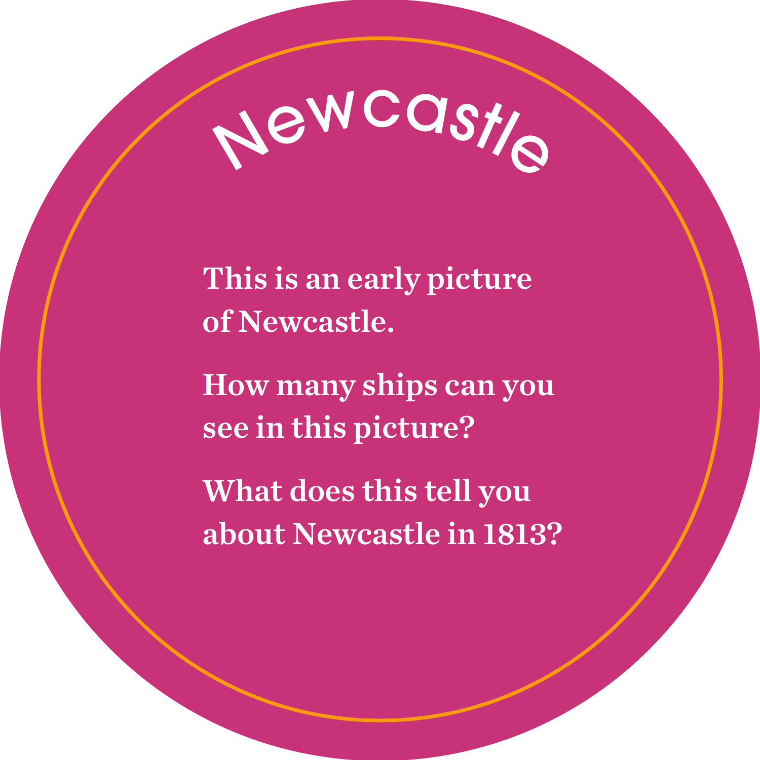# Newcastle

**This is an early picture of Newcastle.**

**How many ships can you see in this picture?**

**What does this tell you about Newcastle in 1813?**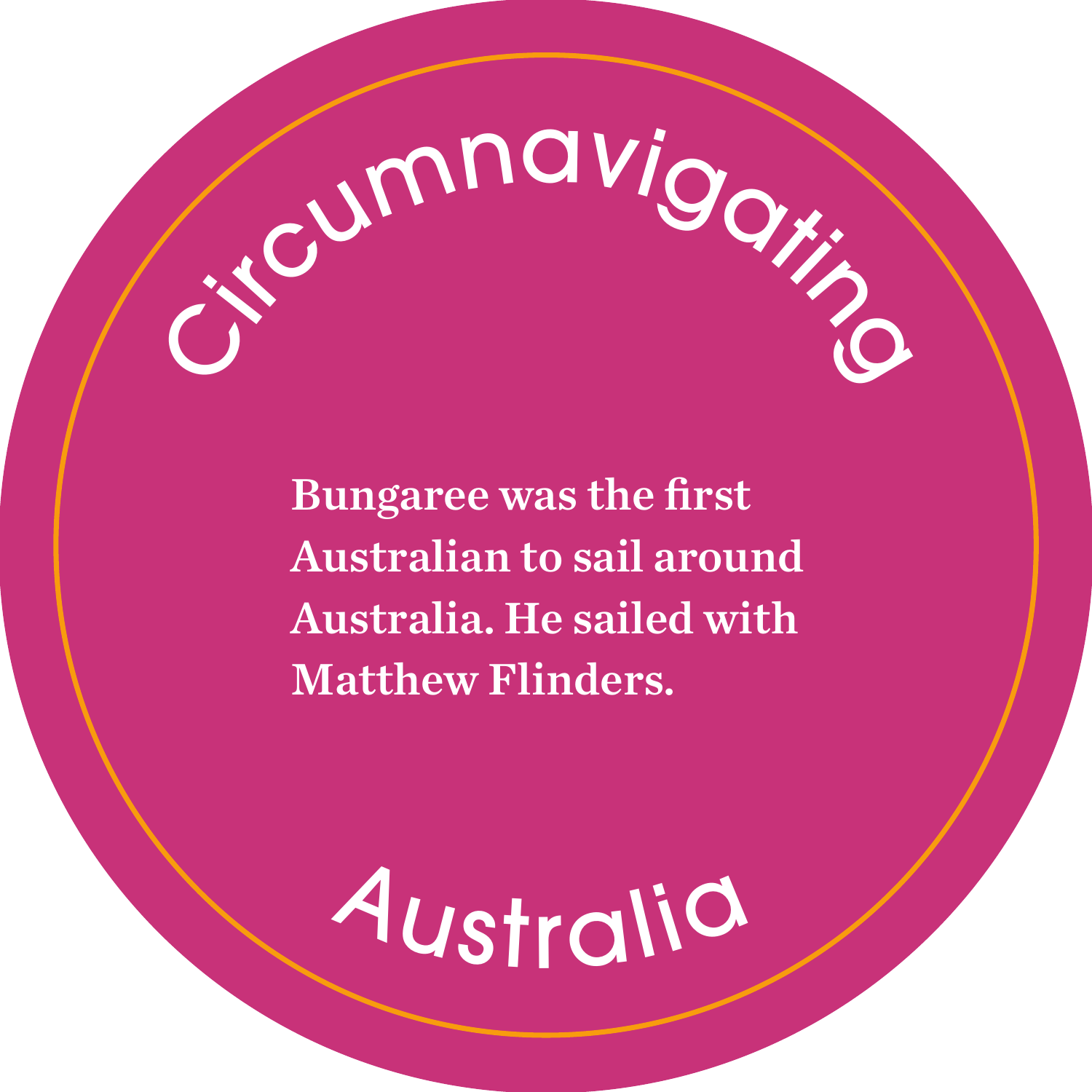# Circumnavigating Australia

**Bungaree was the first Australian to sail around Australia. He sailed with Matthew Flinders.**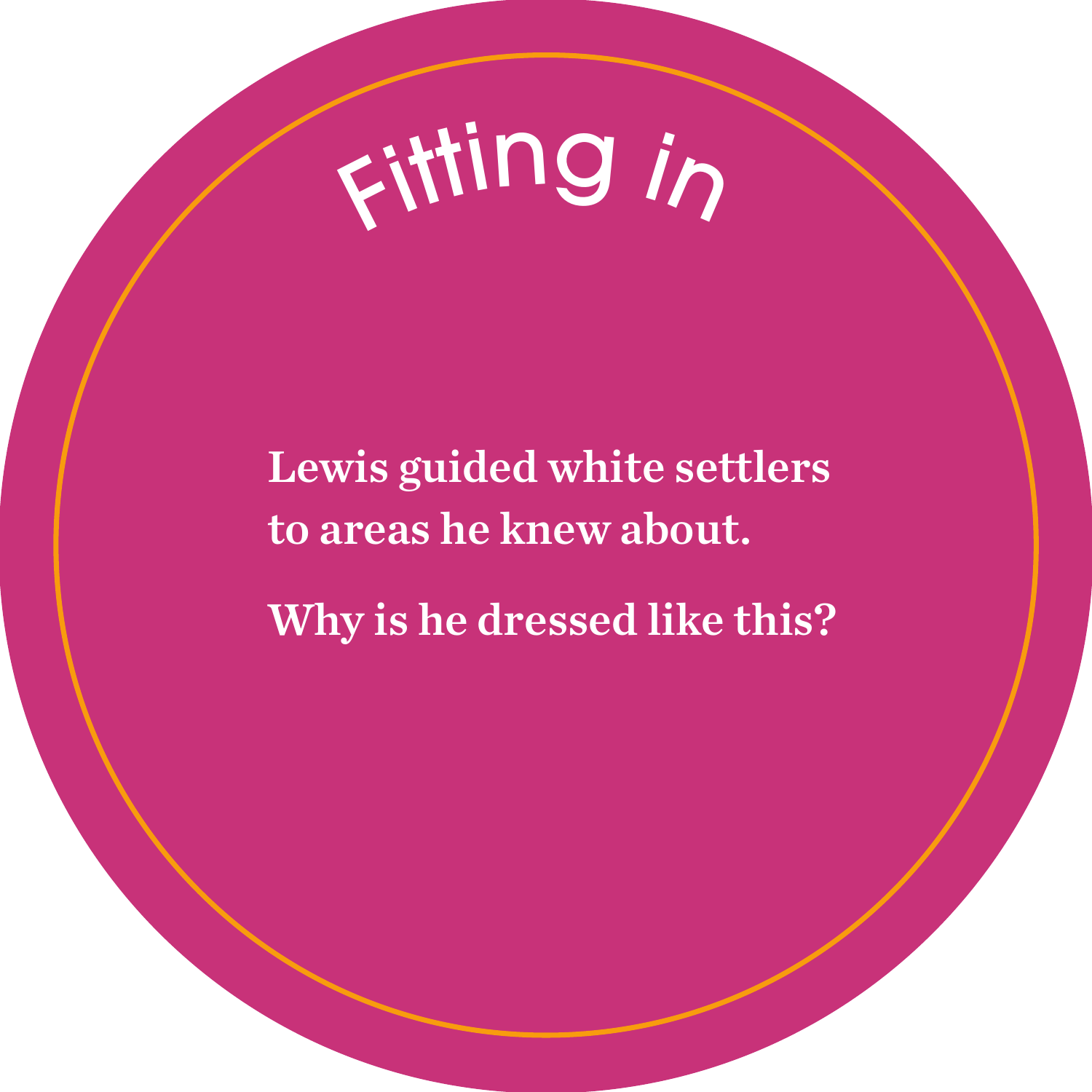# Fitting in

**Lewis guided white settlers to areas he knew about.**

**Why is he dressed like this?**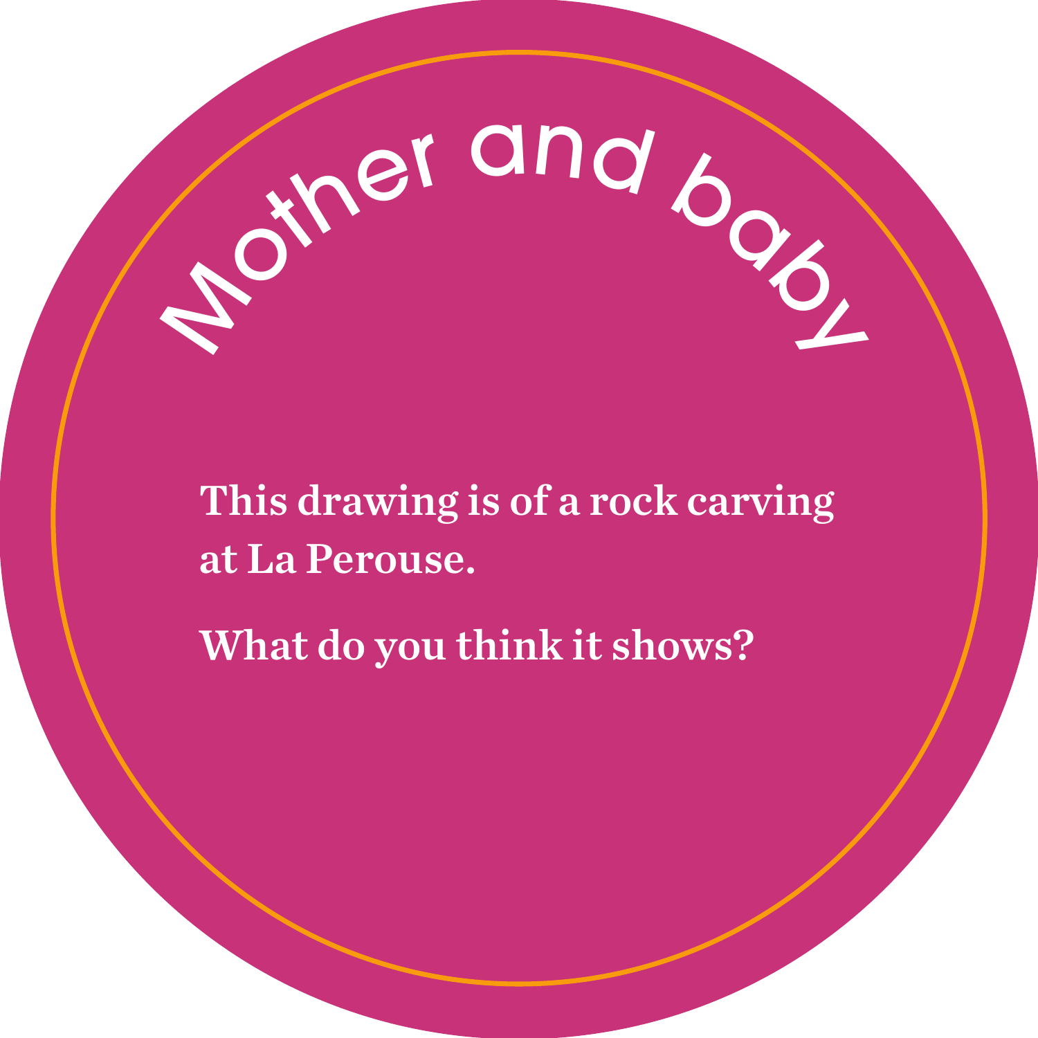# Mother and baby

**This drawing is of a rock carving at La Perouse.**

**What do you think it shows?**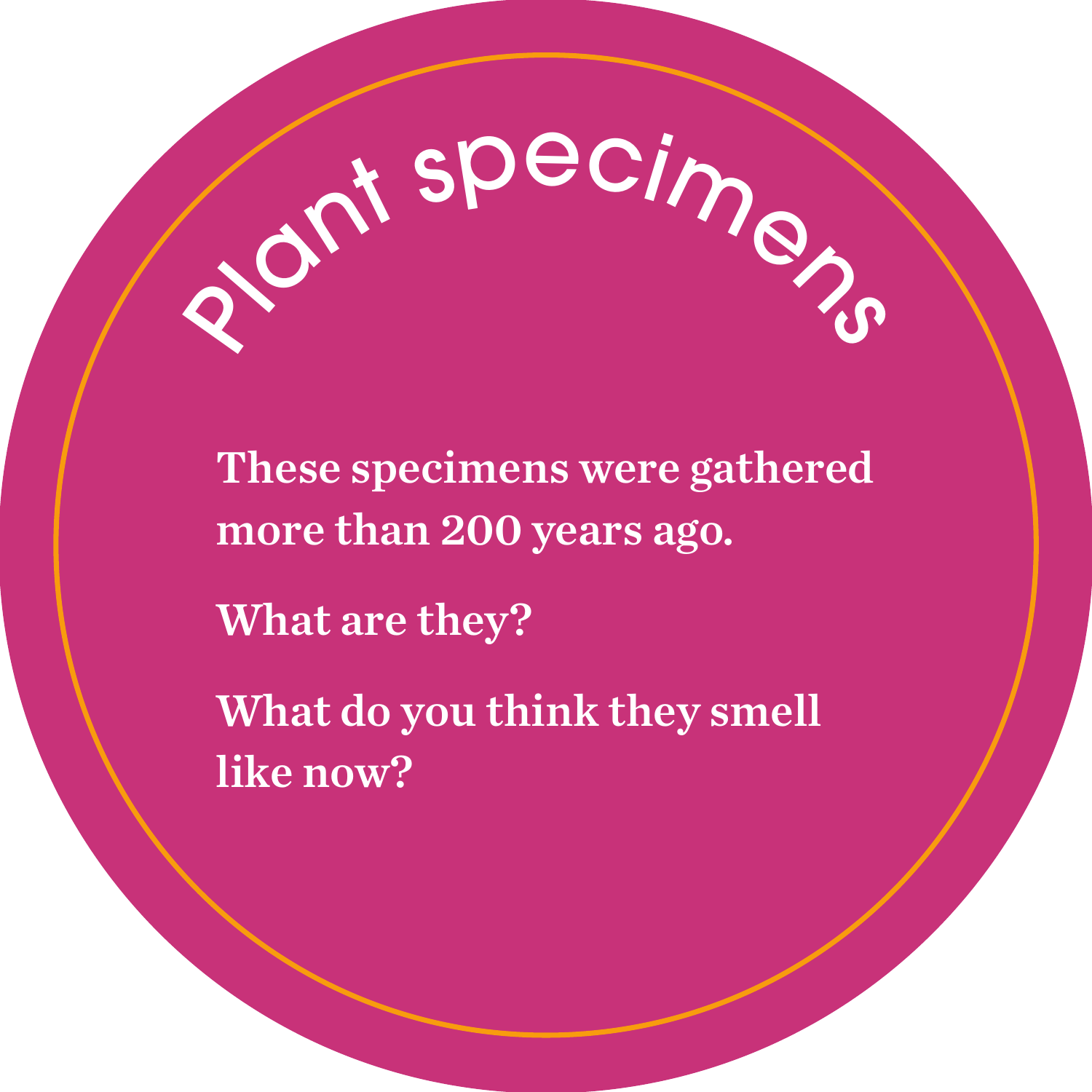# Plant specimens

**These specimens were gathered more than 200 years ago.**

**What are they?**

**What do you think they smell like now?**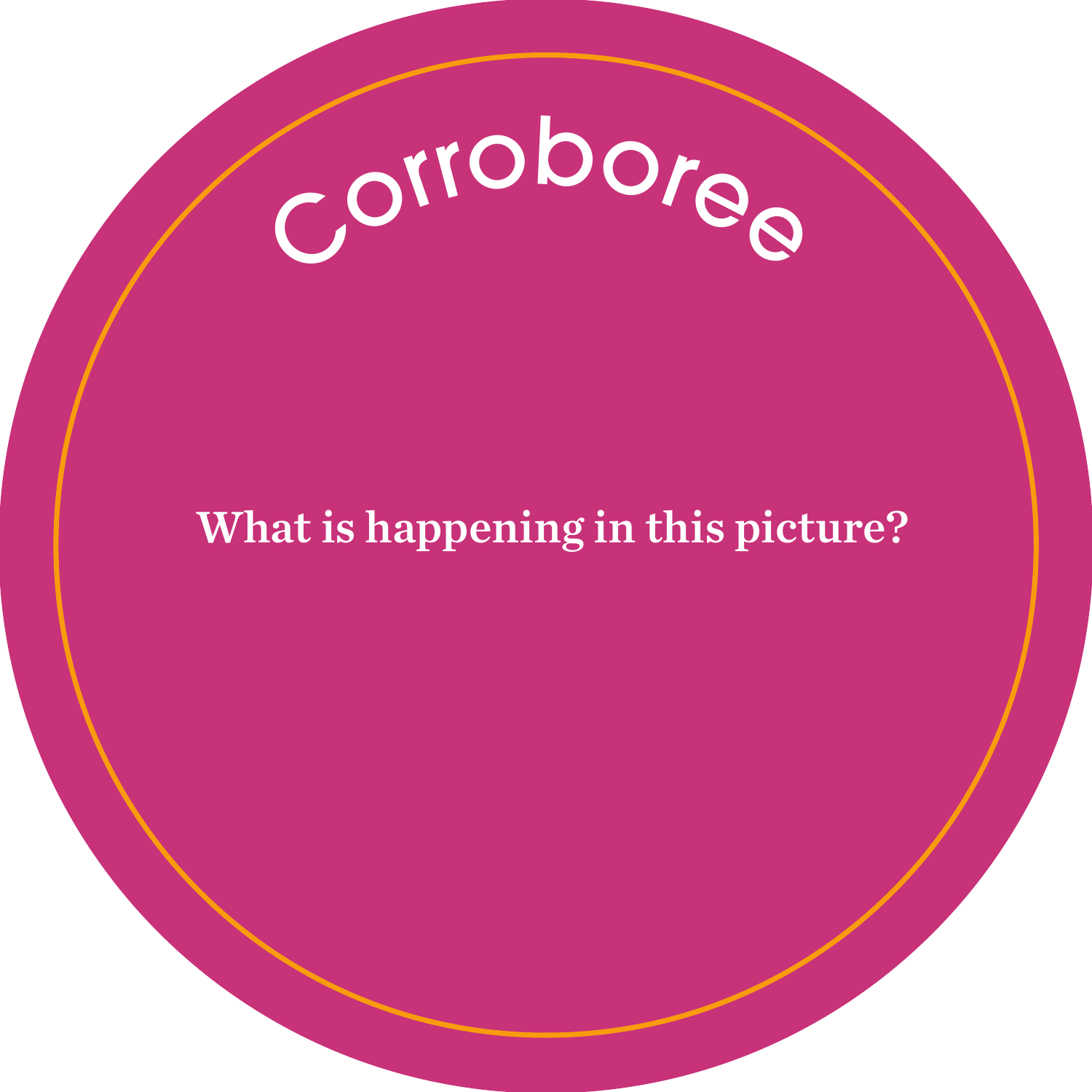# Corroboree

**What is happening in this picture?**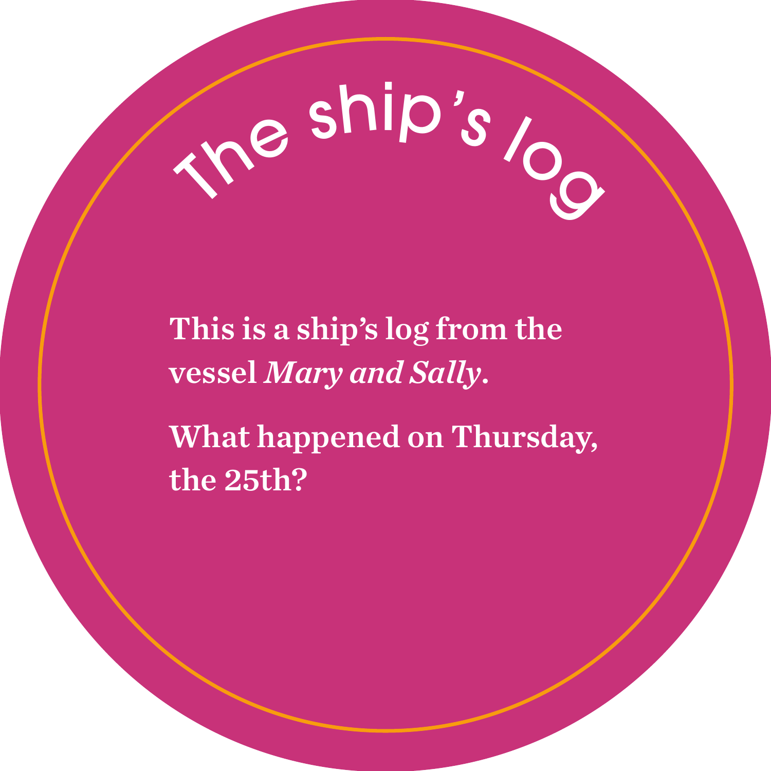# The ship's log

**This is a ship's log from the vessel *Mary and Sally*.**

**What happened on Thursday, the 25th?**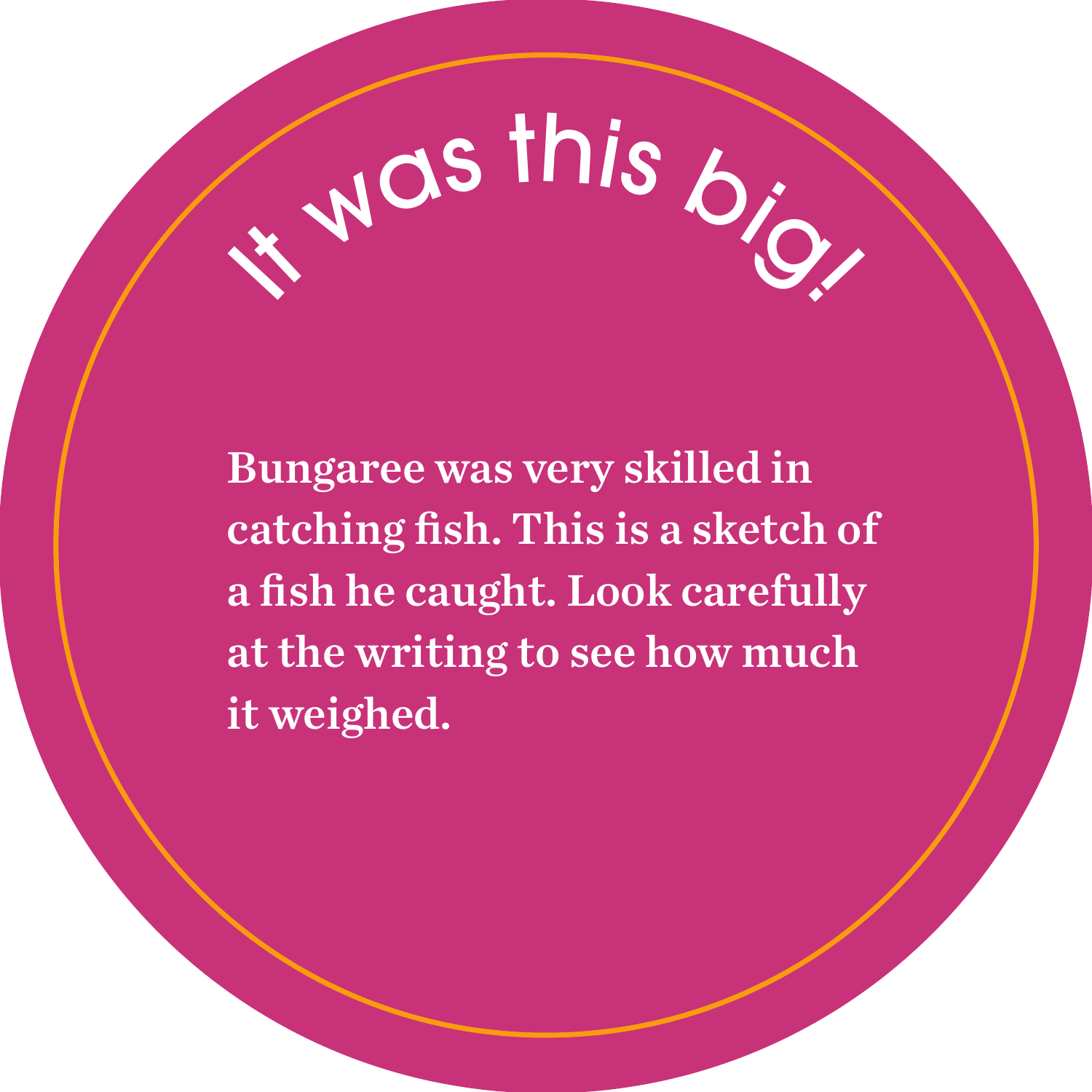# It was this big!

**Bungaree was very skilled in catching fish. This is a sketch of a fish he caught. Look carefully at the writing to see how much it weighed.**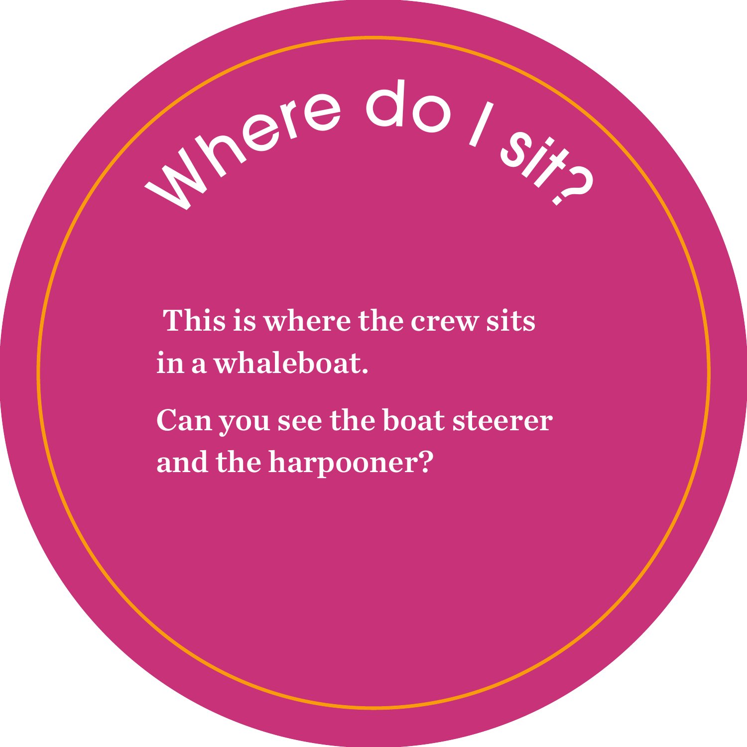# Where do I sit?

**This is where the crew sits in a whaleboat.**

**Can you see the boat steerer and the harpooner?**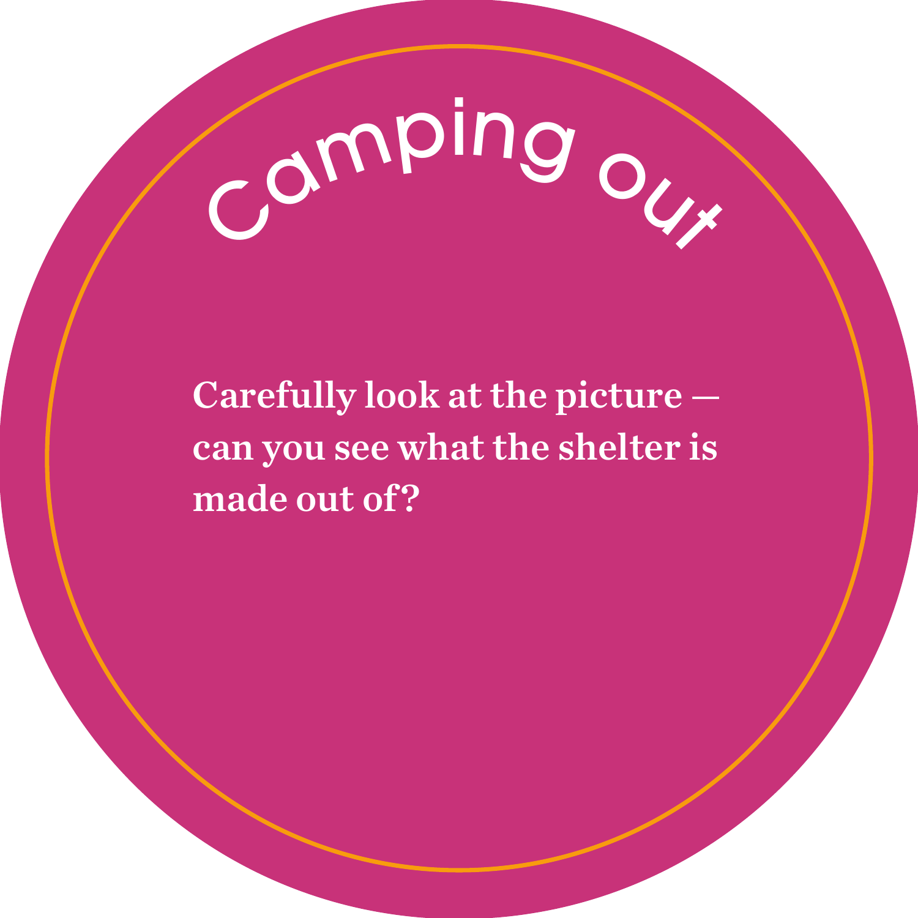# Camping out

**Carefully look at the picture — can you see what the shelter is made out of?**